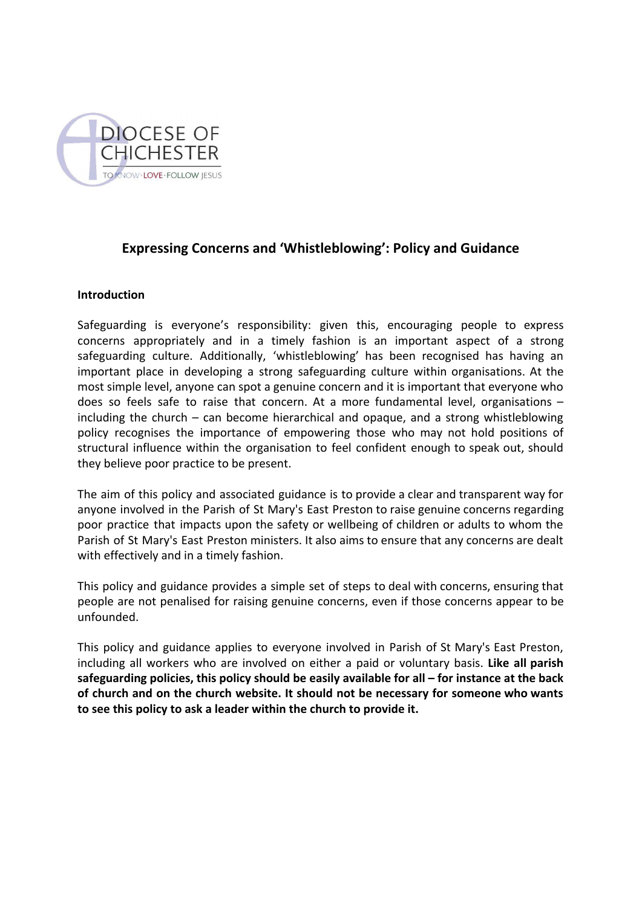DIOCESE OF CHICHESTER

TO KNOW · LOVE · FOLLOW JESUS

# Expressing Concerns and 'Whistleblowing': Policy and Guidance

## Introduction

Safeguarding is everyone's responsibility: given this, encouraging people to express concerns appropriately and in a timely fashion is an important aspect of a strong safeguarding culture. Additionally, 'whistleblowing' has been recognised has having an important place in developing a strong safeguarding culture within organisations. At the most simple level, anyone can spot a genuine concern and it is important that everyone who does so feels safe to raise that concern. At a more fundamental level, organisations – including the church – can become hierarchical and opaque, and a strong whistleblowing policy recognises the importance of empowering those who may not hold positions of structural influence within the organisation to feel confident enough to speak out, should they believe poor practice to be present.

The aim of this policy and associated guidance is to provide a clear and transparent way for anyone involved in the Parish of St Mary's East Preston to raise genuine concerns regarding poor practice that impacts upon the safety or wellbeing of children or adults to whom the Parish of St Mary's East Preston ministers. It also aims to ensure that any concerns are dealt with effectively and in a timely fashion.

This policy and guidance provides a simple set of steps to deal with concerns, ensuring that people are not penalised for raising genuine concerns, even if those concerns appear to be unfounded.

This policy and guidance applies to everyone involved in Parish of St Mary's East Preston, including all workers who are involved on either a paid or voluntary basis. **Like all parish safeguarding policies, this policy should be easily available for all – for instance at the back of church and on the church website. It should not be necessary for someone who wants to see this policy to ask a leader within the church to provide it.**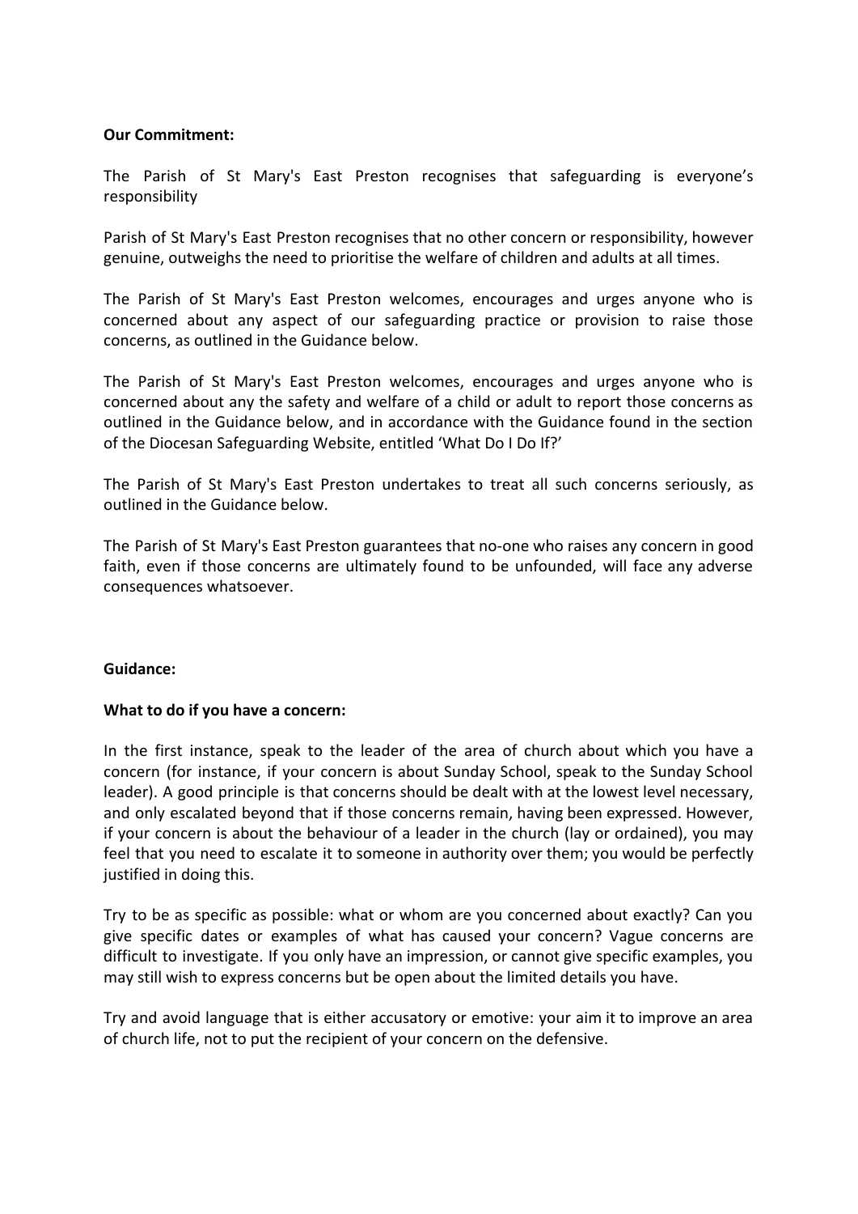**Our Commitment:**

The Parish of St Mary's East Preston recognises that safeguarding is everyone's responsibility

Parish of St Mary's East Preston recognises that no other concern or responsibility, however genuine, outweighs the need to prioritise the welfare of children and adults at all times.

The Parish of St Mary's East Preston welcomes, encourages and urges anyone who is concerned about any aspect of our safeguarding practice or provision to raise those concerns, as outlined in the Guidance below.

The Parish of St Mary's East Preston welcomes, encourages and urges anyone who is concerned about any the safety and welfare of a child or adult to report those concerns as outlined in the Guidance below, and in accordance with the Guidance found in the section of the Diocesan Safeguarding Website, entitled 'What Do I Do If?'

The Parish of St Mary's East Preston undertakes to treat all such concerns seriously, as outlined in the Guidance below.

The Parish of St Mary's East Preston guarantees that no-one who raises any concern in good faith, even if those concerns are ultimately found to be unfounded, will face any adverse consequences whatsoever.

**Guidance:**

**What to do if you have a concern:**

In the first instance, speak to the leader of the area of church about which you have a concern (for instance, if your concern is about Sunday School, speak to the Sunday School leader). A good principle is that concerns should be dealt with at the lowest level necessary, and only escalated beyond that if those concerns remain, having been expressed. However, if your concern is about the behaviour of a leader in the church (lay or ordained), you may feel that you need to escalate it to someone in authority over them; you would be perfectly justified in doing this.

Try to be as specific as possible: what or whom are you concerned about exactly? Can you give specific dates or examples of what has caused your concern? Vague concerns are difficult to investigate. If you only have an impression, or cannot give specific examples, you may still wish to express concerns but be open about the limited details you have.

Try and avoid language that is either accusatory or emotive: your aim it to improve an area of church life, not to put the recipient of your concern on the defensive.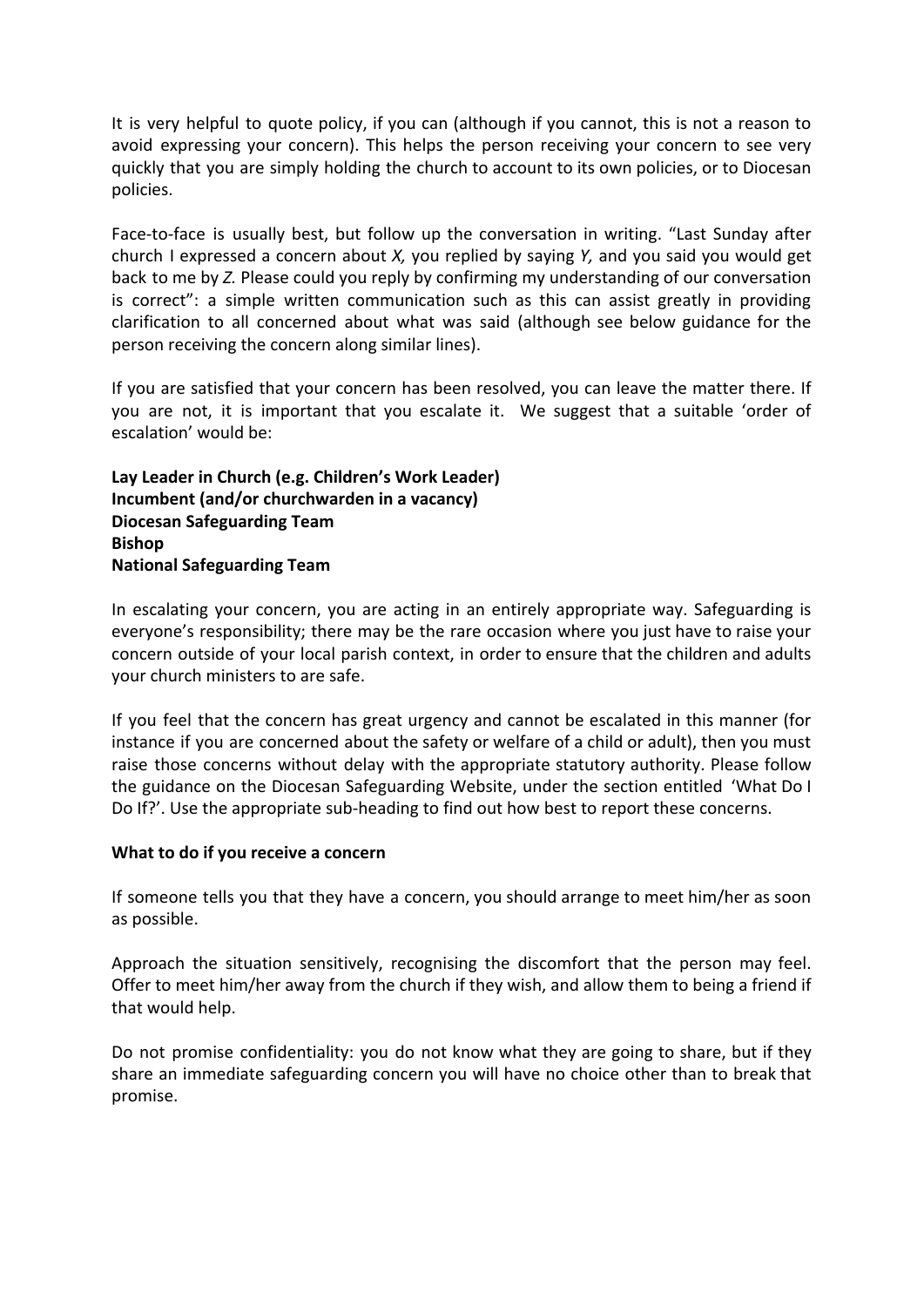It is very helpful to quote policy, if you can (although if you cannot, this is not a reason to avoid expressing your concern). This helps the person receiving your concern to see very quickly that you are simply holding the church to account to its own policies, or to Diocesan policies.

Face-to-face is usually best, but follow up the conversation in writing. "Last Sunday after church I expressed a concern about *X,* you replied by saying *Y,* and you said you would get back to me by *Z.* Please could you reply by confirming my understanding of our conversation is correct": a simple written communication such as this can assist greatly in providing clarification to all concerned about what was said (although see below guidance for the person receiving the concern along similar lines).

If you are satisfied that your concern has been resolved, you can leave the matter there. If you are not, it is important that you escalate it. We suggest that a suitable 'order of escalation' would be:

**Lay Leader in Church (e.g. Children's Work Leader)**
**Incumbent (and/or churchwarden in a vacancy)**
**Diocesan Safeguarding Team**
**Bishop**
**National Safeguarding Team**

In escalating your concern, you are acting in an entirely appropriate way. Safeguarding is everyone's responsibility; there may be the rare occasion where you just have to raise your concern outside of your local parish context, in order to ensure that the children and adults your church ministers to are safe.

If you feel that the concern has great urgency and cannot be escalated in this manner (for instance if you are concerned about the safety or welfare of a child or adult), then you must raise those concerns without delay with the appropriate statutory authority. Please follow the guidance on the Diocesan Safeguarding Website, under the section entitled 'What Do I Do If?'. Use the appropriate sub-heading to find out how best to report these concerns.

**What to do if you receive a concern**

If someone tells you that they have a concern, you should arrange to meet him/her as soon as possible.

Approach the situation sensitively, recognising the discomfort that the person may feel. Offer to meet him/her away from the church if they wish, and allow them to being a friend if that would help.

Do not promise confidentiality: you do not know what they are going to share, but if they share an immediate safeguarding concern you will have no choice other than to break that promise.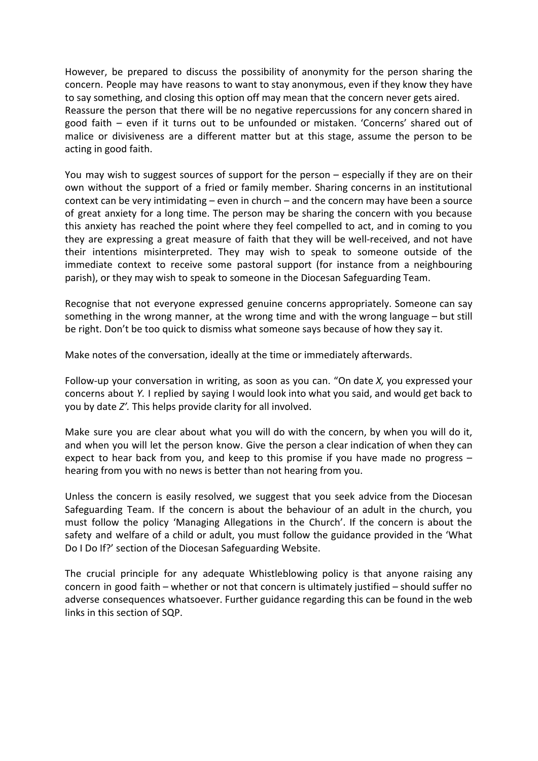However, be prepared to discuss the possibility of anonymity for the person sharing the concern. People may have reasons to want to stay anonymous, even if they know they have to say something, and closing this option off may mean that the concern never gets aired. Reassure the person that there will be no negative repercussions for any concern shared in good faith – even if it turns out to be unfounded or mistaken. 'Concerns' shared out of malice or divisiveness are a different matter but at this stage, assume the person to be acting in good faith.

You may wish to suggest sources of support for the person – especially if they are on their own without the support of a fried or family member. Sharing concerns in an institutional context can be very intimidating – even in church – and the concern may have been a source of great anxiety for a long time. The person may be sharing the concern with you because this anxiety has reached the point where they feel compelled to act, and in coming to you they are expressing a great measure of faith that they will be well-received, and not have their intentions misinterpreted. They may wish to speak to someone outside of the immediate context to receive some pastoral support (for instance from a neighbouring parish), or they may wish to speak to someone in the Diocesan Safeguarding Team.

Recognise that not everyone expressed genuine concerns appropriately. Someone can say something in the wrong manner, at the wrong time and with the wrong language – but still be right. Don't be too quick to dismiss what someone says because of how they say it.

Make notes of the conversation, ideally at the time or immediately afterwards.

Follow-up your conversation in writing, as soon as you can. "On date *X,* you expressed your concerns about *Y.* I replied by saying I would look into what you said, and would get back to you by date *Z'.* This helps provide clarity for all involved.

Make sure you are clear about what you will do with the concern, by when you will do it, and when you will let the person know. Give the person a clear indication of when they can expect to hear back from you, and keep to this promise if you have made no progress – hearing from you with no news is better than not hearing from you.

Unless the concern is easily resolved, we suggest that you seek advice from the Diocesan Safeguarding Team. If the concern is about the behaviour of an adult in the church, you must follow the policy 'Managing Allegations in the Church'. If the concern is about the safety and welfare of a child or adult, you must follow the guidance provided in the 'What Do I Do If?' section of the Diocesan Safeguarding Website.

The crucial principle for any adequate Whistleblowing policy is that anyone raising any concern in good faith – whether or not that concern is ultimately justified – should suffer no adverse consequences whatsoever. Further guidance regarding this can be found in the web links in this section of SQP.